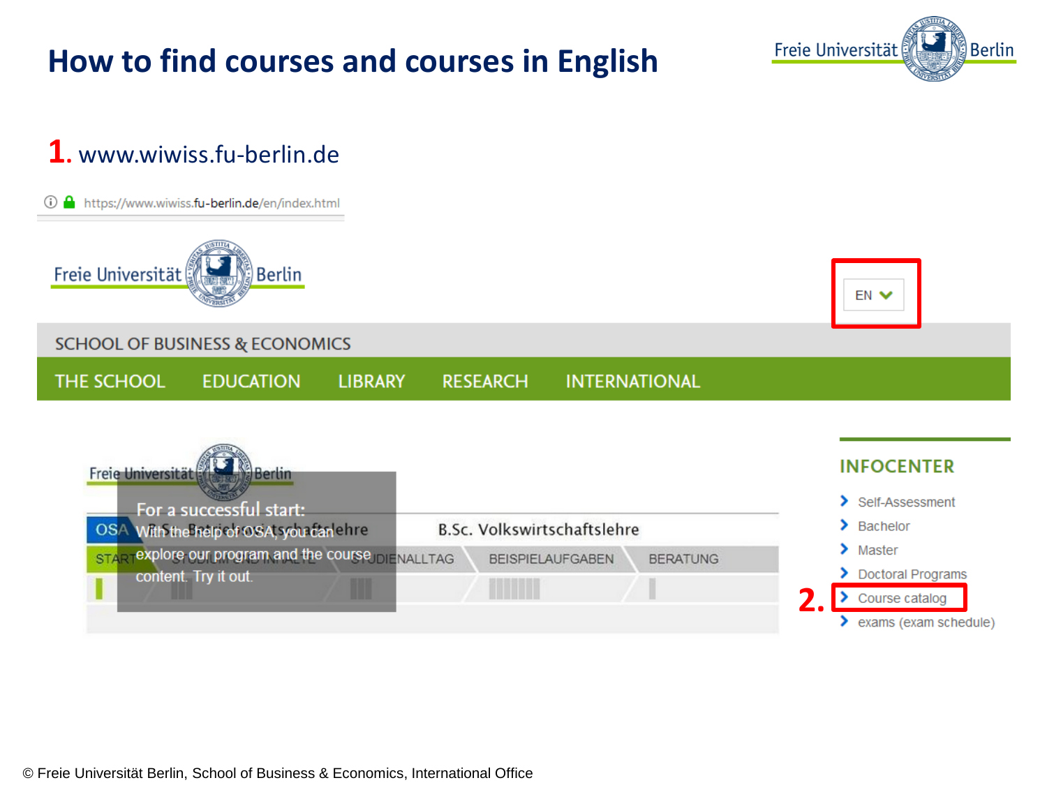# How to find courses and courses in English

**1.** www.wiwiss.fu-berlin.de

https://www.wiwiss.fu-berlin.de/en/index.html

Freie Universität Berlin

EN

SCHOOL OF BUSINESS & ECONOMICS

THE SCHOOL | EDUCATION | LIBRARY | RESEARCH | INTERNATIONAL

For a successful start:
With the help of OSA, you can explore our program and the course content. Try it out.

B.Sc. Volkswirtschaftslehre

START | STUDIENALLTAG | BEISPIELAUFGABEN | BERATUNG

## INFOCENTER

- Self-Assessment
- Bachelor
- Master
- Doctoral Programs
- **2.** Course catalog
- exams (exam schedule)

© Freie Universität Berlin, School of Business & Economics, International Office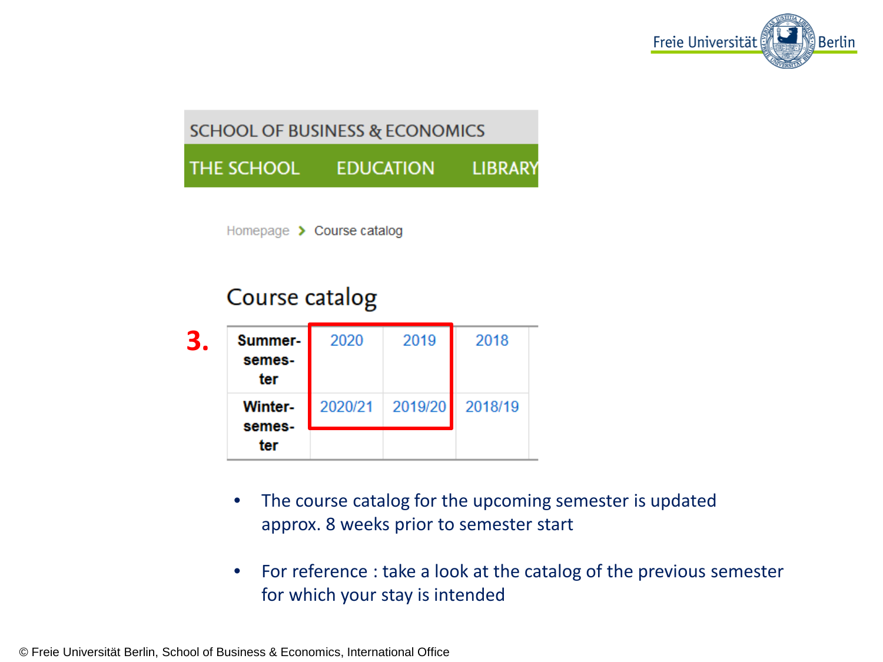SCHOOL OF BUSINESS & ECONOMICS

THE SCHOOL | EDUCATION | LIBRARY

Homepage > Course catalog

# Course catalog

**3.**

| | | | |
|---|---|---|---|
| **Summer-semester** | 2020 | 2019 | 2018 |
| **Winter-semester** | 2020/21 | 2019/20 | 2018/19 |

- The course catalog for the upcoming semester is updated approx. 8 weeks prior to semester start
- For reference : take a look at the catalog of the previous semester for which your stay is intended

© Freie Universität Berlin, School of Business & Economics, International Office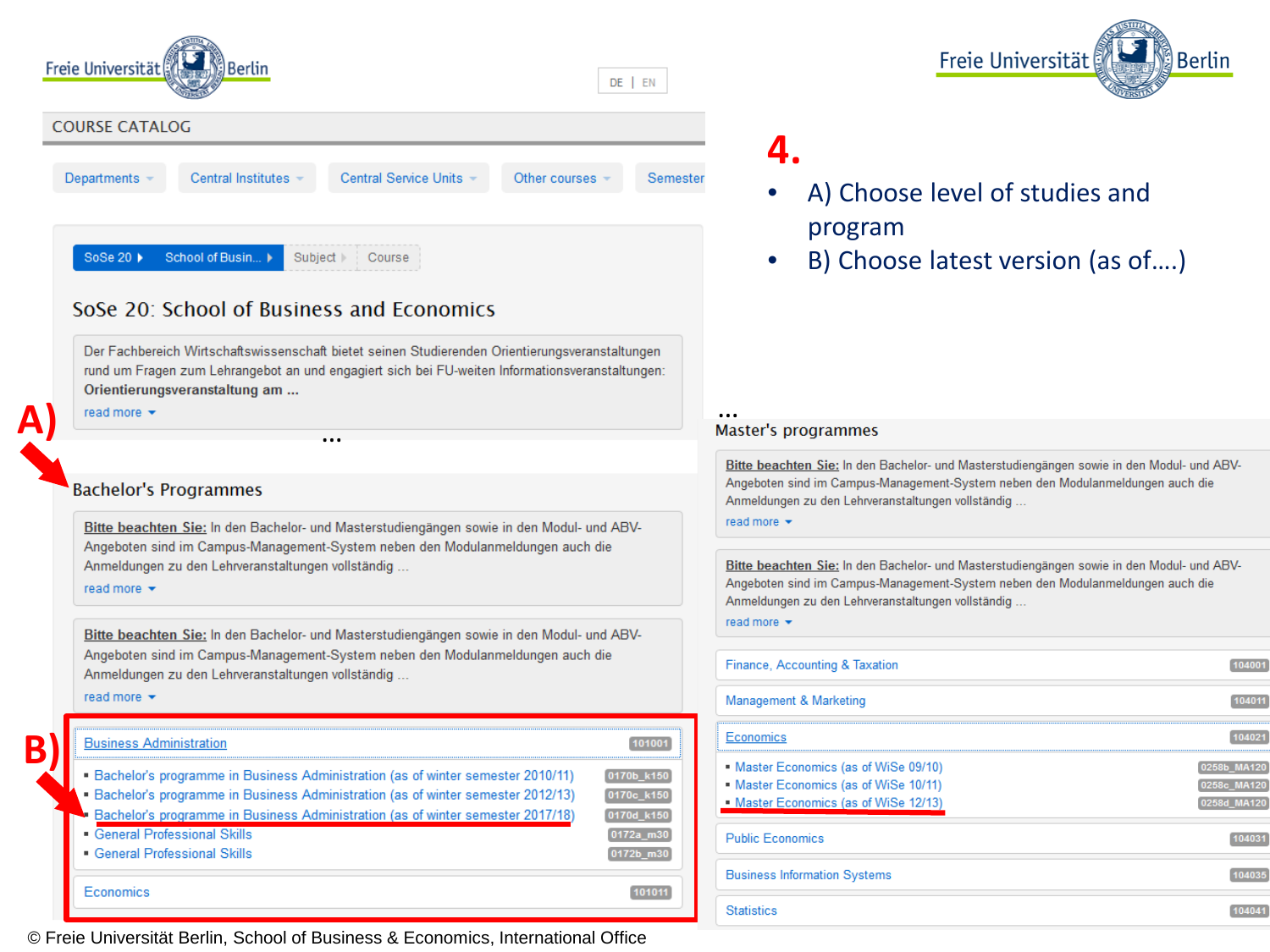Freie Universität Berlin

DE | EN

COURSE CATALOG

Departments | Central Institutes | Central Service Units | Other courses | Semester

SoSe 20 ▸ School of Busin... ▸ Subject ▸ Course

## SoSe 20: School of Business and Economics

Der Fachbereich Wirtschaftswissenschaft bietet seinen Studierenden Orientierungsveranstaltungen rund um Fragen zum Lehrangebot an und engagiert sich bei FU-weiten Informationsveranstaltungen: **Orientierungsveranstaltung am ...**

read more

...

A)

### Bachelor's Programmes

**Bitte beachten Sie:** In den Bachelor- und Masterstudiengängen sowie in den Modul- und ABV-Angeboten sind im Campus-Management-System neben den Modulanmeldungen auch die Anmeldungen zu den Lehrveranstaltungen vollständig ...

read more

**Bitte beachten Sie:** In den Bachelor- und Masterstudiengängen sowie in den Modul- und ABV-Angeboten sind im Campus-Management-System neben den Modulanmeldungen auch die Anmeldungen zu den Lehrveranstaltungen vollständig ...

read more

B)

Business Administration 101001

- Bachelor's programme in Business Administration (as of winter semester 2010/11) 0170b_k150
- Bachelor's programme in Business Administration (as of winter semester 2012/13) 0170c_k150
- Bachelor's programme in Business Administration (as of winter semester 2017/18) 0170d_k150
- General Professional Skills 0172a_m30
- General Professional Skills 0172b_m30

Economics 101011

# 4.

- A) Choose level of studies and program
- B) Choose latest version (as of....)

...

### Master's programmes

**Bitte beachten Sie:** In den Bachelor- und Masterstudiengängen sowie in den Modul- und ABV-Angeboten sind im Campus-Management-System neben den Modulanmeldungen auch die Anmeldungen zu den Lehrveranstaltungen vollständig ...

read more

**Bitte beachten Sie:** In den Bachelor- und Masterstudiengängen sowie in den Modul- und ABV-Angeboten sind im Campus-Management-System neben den Modulanmeldungen auch die Anmeldungen zu den Lehrveranstaltungen vollständig ...

read more

Finance, Accounting & Taxation 104001

Management & Marketing 104011

Economics 104021

- Master Economics (as of WiSe 09/10) 0258b_MA120
- Master Economics (as of WiSe 10/11) 0258c_MA120
- Master Economics (as of WiSe 12/13) 0258d_MA120

Public Economics 104031

Business Information Systems 104035

Statistics 104041

© Freie Universität Berlin, School of Business & Economics, International Office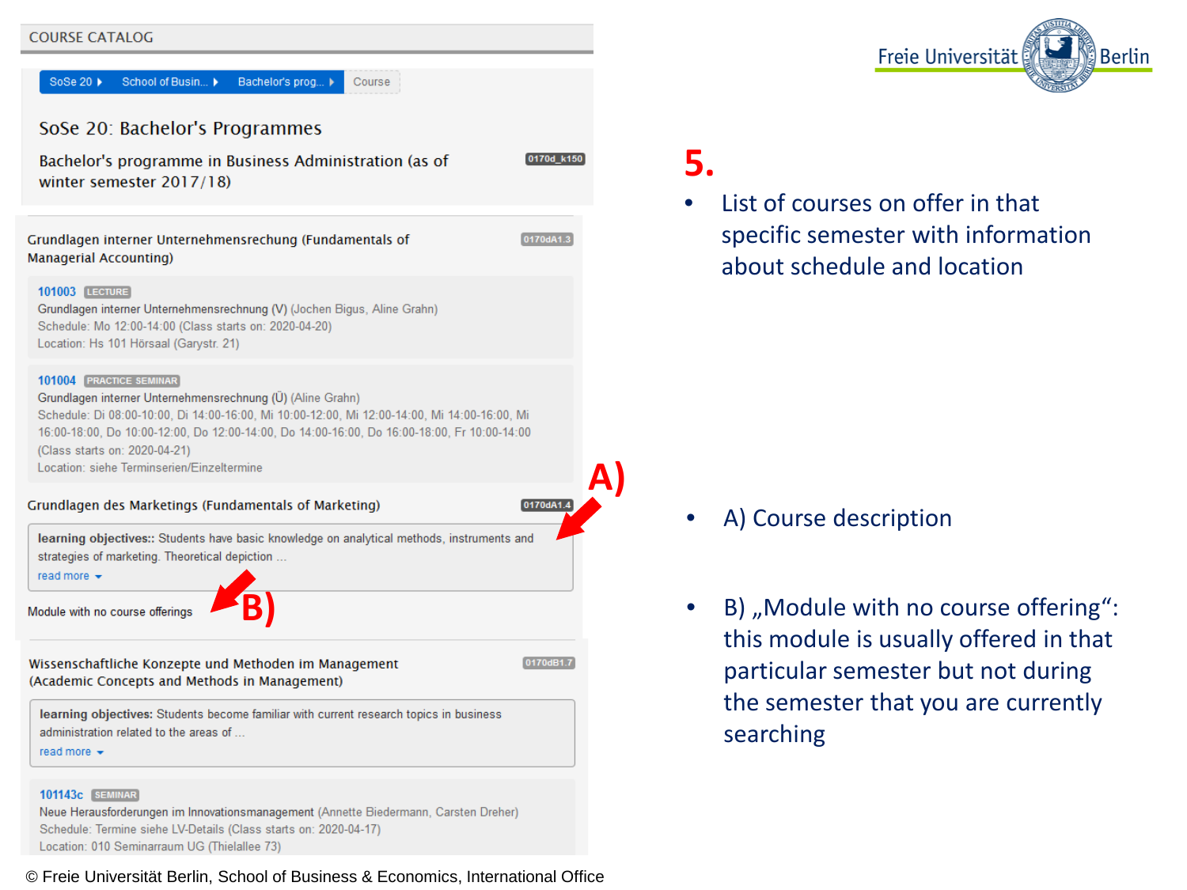# COURSE CATALOG

SoSe 20 ▸ School of Busin... ▸ Bachelor's prog... ▸ Course

## SoSe 20: Bachelor's Programmes

Bachelor's programme in Business Administration (as of winter semester 2017/18) 0170d_k150

---

**Grundlagen interner Unternehmensrechung (Fundamentals of Managerial Accounting)** 0170dA1.3

**101003** LECTURE
Grundlagen interner Unternehmensrechnung (V) (Jochen Bigus, Aline Grahn)
Schedule: Mo 12:00-14:00 (Class starts on: 2020-04-20)
Location: Hs 101 Hörsaal (Garystr. 21)

**101004** PRACTICE SEMINAR
Grundlagen interner Unternehmensrechnung (Ü) (Aline Grahn)
Schedule: Di 08:00-10:00, Di 14:00-16:00, Mi 10:00-12:00, Mi 12:00-14:00, Mi 14:00-16:00, Mi 16:00-18:00, Do 10:00-12:00, Do 12:00-14:00, Do 14:00-16:00, Do 16:00-18:00, Fr 10:00-14:00 (Class starts on: 2020-04-21)
Location: siehe Terminserien/Einzeltermine

**Grundlagen des Marketings (Fundamentals of Marketing)** 0170dA1.4

**learning objectives::** Students have basic knowledge on analytical methods, instruments and strategies of marketing. Theoretical depiction ...
read more

A)

Module with no course offerings

B)

---

**Wissenschaftliche Konzepte und Methoden im Management (Academic Concepts and Methods in Management)** 0170dB1.7

**learning objectives:** Students become familiar with current research topics in business administration related to the areas of ...
read more

**101143c** SEMINAR
Neue Herausforderungen im Innovationsmanagement (Annette Biedermann, Carsten Dreher)
Schedule: Termine siehe LV-Details (Class starts on: 2020-04-17)
Location: 010 Seminarraum UG (Thielallee 73)

---

Freie Universität Berlin

## 5.

- List of courses on offer in that specific semester with information about schedule and location

- A) Course description

- B) „Module with no course offering": this module is usually offered in that particular semester but not during the semester that you are currently searching

© Freie Universität Berlin, School of Business & Economics, International Office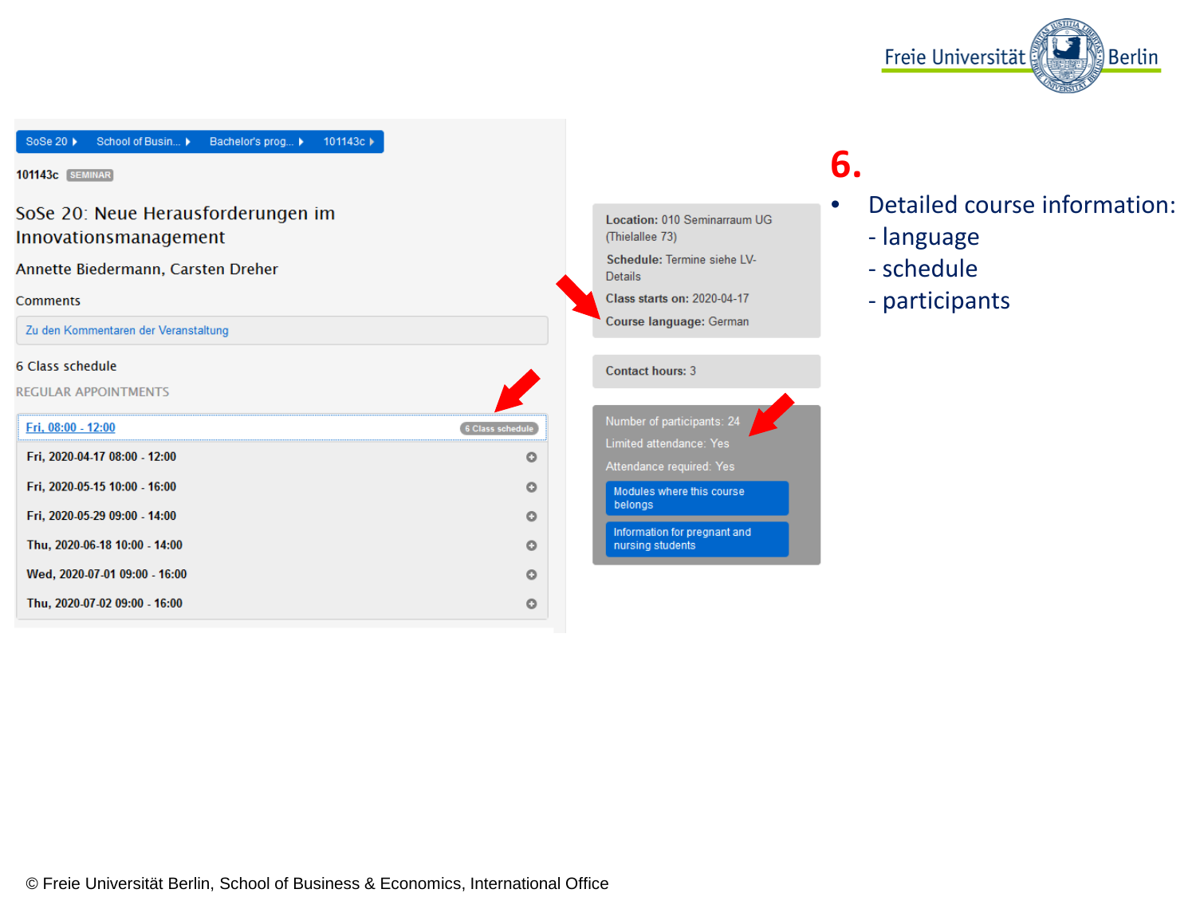## 6.

- Detailed course information:
  - language
  - schedule
  - participants

SoSe 20 ▸ School of Busin... ▸ Bachelor's prog... ▸ 101143c ▸

101143c SEMINAR

SoSe 20: Neue Herausforderungen im Innovationsmanagement

Annette Biedermann, Carsten Dreher

Comments

Zu den Kommentaren der Veranstaltung

6 Class schedule

REGULAR APPOINTMENTS

Fri, 08:00 - 12:00 — 6 Class schedule

- Fri, 2020-04-17 08:00 - 12:00
- Fri, 2020-05-15 10:00 - 16:00
- Fri, 2020-05-29 09:00 - 14:00
- Thu, 2020-06-18 10:00 - 14:00
- Wed, 2020-07-01 09:00 - 16:00
- Thu, 2020-07-02 09:00 - 16:00

**Location:** 010 Seminarraum UG (Thielallee 73)

**Schedule:** Termine siehe LV-Details

**Class starts on:** 2020-04-17

**Course language:** German

**Contact hours:** 3

Number of participants: 24

Limited attendance: Yes

Attendance required: Yes

Modules where this course belongs

Information for pregnant and nursing students

© Freie Universität Berlin, School of Business & Economics, International Office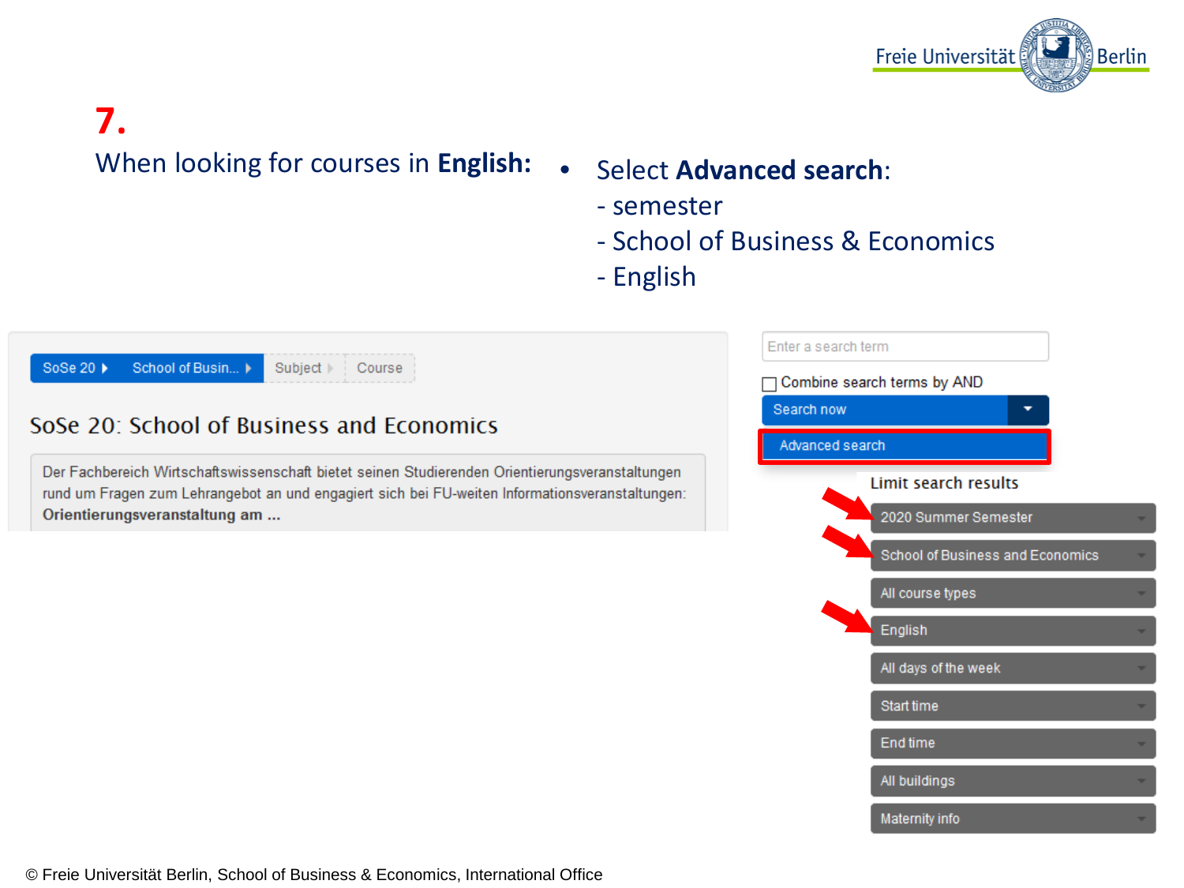# 7.

When looking for courses in **English:**

- Select **Advanced search**:
  - semester
  - School of Business & Economics
  - English

SoSe 20 ▸ School of Busin... ▸ Subject ▸ Course

## SoSe 20: School of Business and Economics

Der Fachbereich Wirtschaftswissenschaft bietet seinen Studierenden Orientierungsveranstaltungen rund um Fragen zum Lehrangebot an und engagiert sich bei FU-weiten Informationsveranstaltungen: **Orientierungsveranstaltung am ...**

Enter a search term

Combine search terms by AND

Search now

Advanced search

Limit search results

- 2020 Summer Semester
- School of Business and Economics
- All course types
- English
- All days of the week
- Start time
- End time
- All buildings
- Maternity info

© Freie Universität Berlin, School of Business & Economics, International Office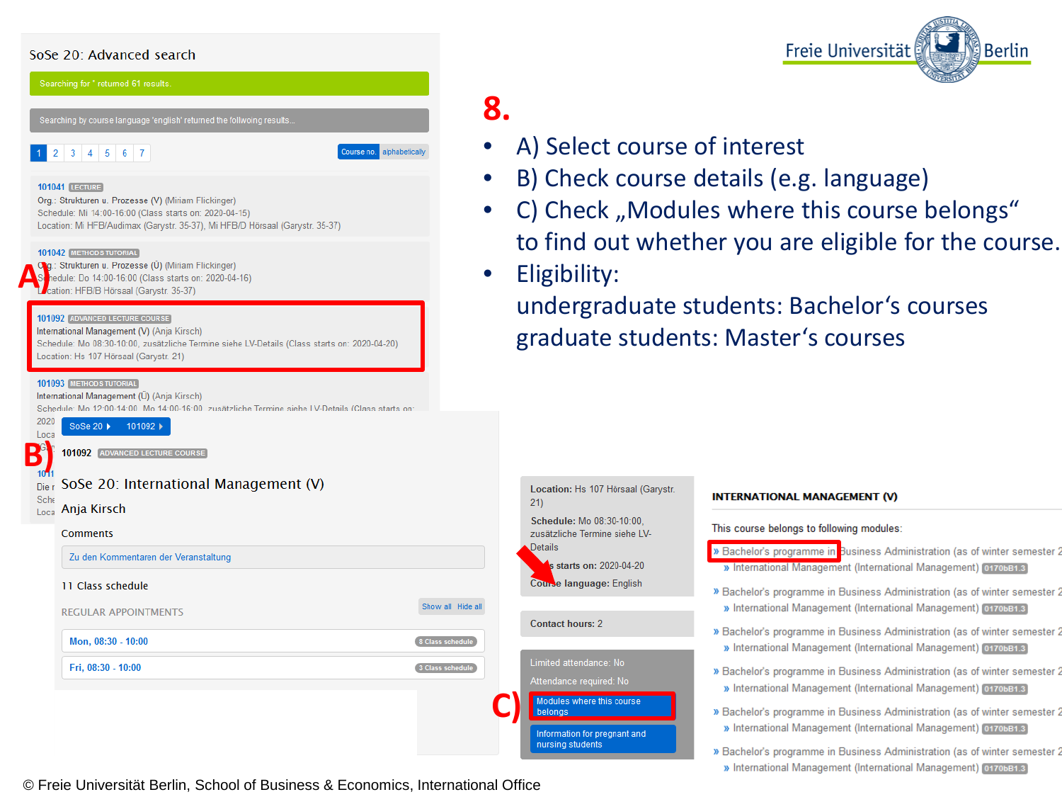# 8.

- A) Select course of interest
- B) Check course details (e.g. language)
- C) Check „Modules where this course belongs“ to find out whether you are eligible for the course.
- Eligibility:
  undergraduate students: Bachelor‘s courses
  graduate students: Master‘s courses

SoSe 20: Advanced search

Searching for * returned 61 results.

Searching by course language 'english' returned the following results...

1 2 3 4 5 6 7 | Course no. | alphabetically

101041 LECTURE
Org.: Strukturen u. Prozesse (V) (Miriam Flickinger)
Schedule: Mi 14:00-16:00 (Class starts on: 2020-04-15)
Location: Mi HFB/Audimax (Garystr. 35-37), Mi HFB/D Hörsaal (Garystr. 35-37)

101042 METHODS TUTORIAL
Org.: Strukturen u. Prozesse (Ü) (Miriam Flickinger)
Schedule: Do 14:00-16:00 (Class starts on: 2020-04-16)
Location: HFB/B Hörsaal (Garystr. 35-37)

**A)**

101092 ADVANCED LECTURE COURSE
International Management (V) (Anja Kirsch)
Schedule: Mo 08:30-10:00, zusätzliche Termine siehe LV-Details (Class starts on: 2020-04-20)
Location: Hs 107 Hörsaal (Garystr. 21)

101093 METHODS TUTORIAL
International Management (Ü) (Anja Kirsch)
Schedule: Mo 12:00-14:00, Mo 14:00-16:00, zusätzliche Termine siehe LV-Details (Class starts on:

**B)**

SoSe 20 ▸ 101092 ▸

101092 ADVANCED LECTURE COURSE

SoSe 20: International Management (V)

Anja Kirsch

Comments

Zu den Kommentaren der Veranstaltung

11 Class schedule

REGULAR APPOINTMENTS | Show all | Hide all

Mon, 08:30 - 10:00 — 8 Class schedule

Fri, 08:30 - 10:00 — 3 Class schedule

Location: Hs 107 Hörsaal (Garystr. 21)

Schedule: Mo 08:30-10:00, zusätzliche Termine siehe LV-Details

Class starts on: 2020-04-20

Course language: English

Contact hours: 2

Limited attendance: No

Attendance required: No

**C)** Modules where this course belongs

Information for pregnant and nursing students

INTERNATIONAL MANAGEMENT (V)

This course belongs to following modules:

» Bachelor's programme in Business Administration (as of winter semester 2
» International Management (International Management) 0170bB1.3

» Bachelor's programme in Business Administration (as of winter semester 2
» International Management (International Management) 0170bB1.3

» Bachelor's programme in Business Administration (as of winter semester 2
» International Management (International Management) 0170bB1.3

» Bachelor's programme in Business Administration (as of winter semester 2
» International Management (International Management) 0170bB1.3

» Bachelor's programme in Business Administration (as of winter semester 2
» International Management (International Management) 0170bB1.3

» Bachelor's programme in Business Administration (as of winter semester 2
» International Management (International Management) 0170bB1.3

© Freie Universität Berlin, School of Business & Economics, International Office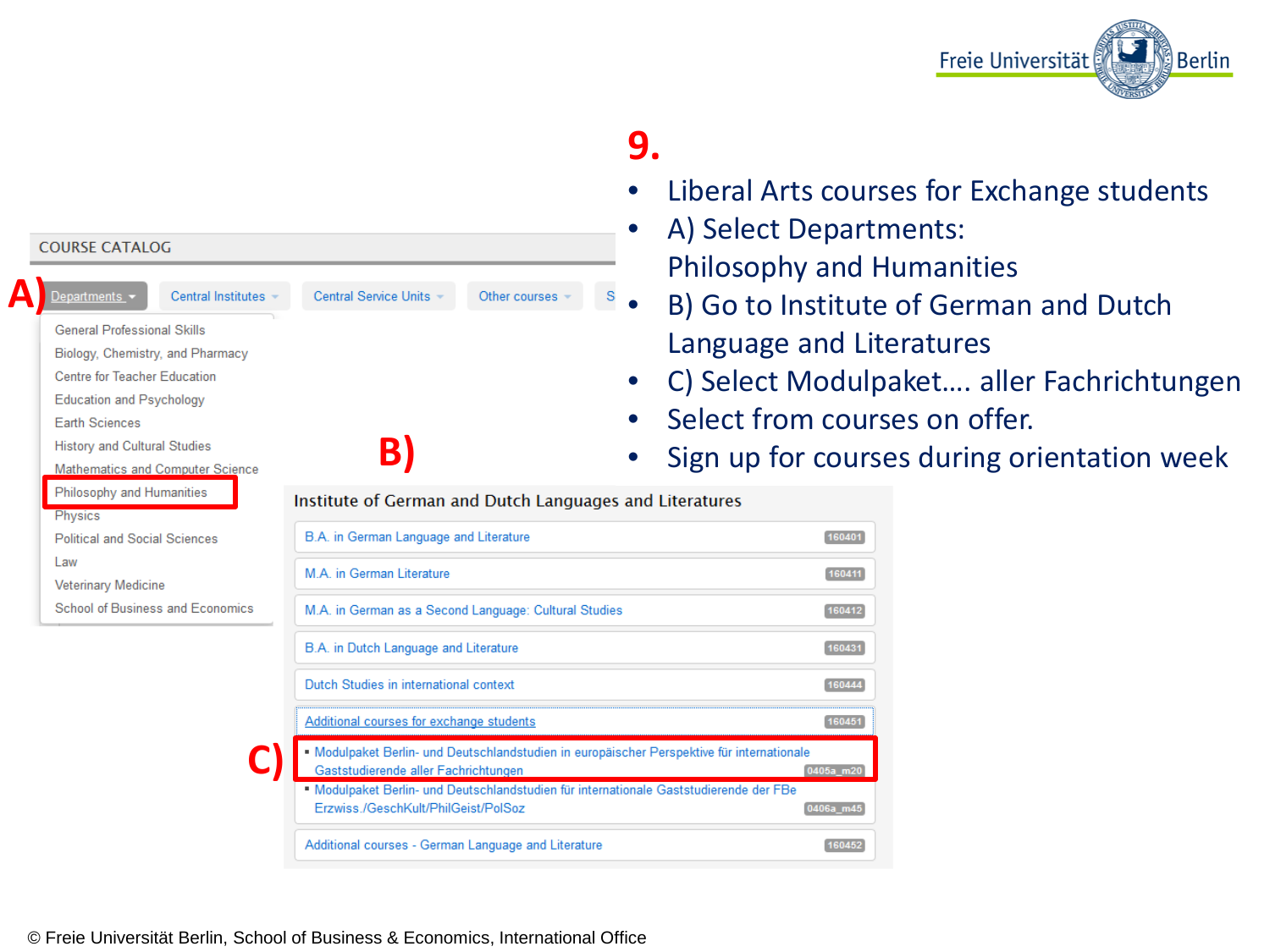## 9.

- Liberal Arts courses for Exchange students
- A) Select Departments: Philosophy and Humanities
- B) Go to Institute of German and Dutch Language and Literatures
- C) Select Modulpaket…. aller Fachrichtungen
- Select from courses on offer.
- Sign up for courses during orientation week

COURSE CATALOG

A) Departments | Central Institutes | Central Service Units | Other courses

- General Professional Skills
- Biology, Chemistry, and Pharmacy
- Centre for Teacher Education
- Education and Psychology
- Earth Sciences
- History and Cultural Studies
- Mathematics and Computer Science
- Philosophy and Humanities
- Physics
- Political and Social Sciences
- Law
- Veterinary Medicine
- School of Business and Economics

B) Institute of German and Dutch Languages and Literatures

| | |
|---|---|
| B.A. in German Language and Literature | 160401 |
| M.A. in German Literature | 160411 |
| M.A. in German as a Second Language: Cultural Studies | 160412 |
| B.A. in Dutch Language and Literature | 160431 |
| Dutch Studies in international context | 160444 |
| Additional courses for exchange students | 160451 |
| C) ▪ Modulpaket Berlin- und Deutschlandstudien in europäischer Perspektive für internationale Gaststudierende aller Fachrichtungen | 0405a_m20 |
| ▪ Modulpaket Berlin- und Deutschlandstudien für internationale Gaststudierende der FBe Erzwiss./GeschKult/PhilGeist/PolSoz | 0406a_m45 |
| Additional courses - German Language and Literature | 160452 |

© Freie Universität Berlin, School of Business & Economics, International Office